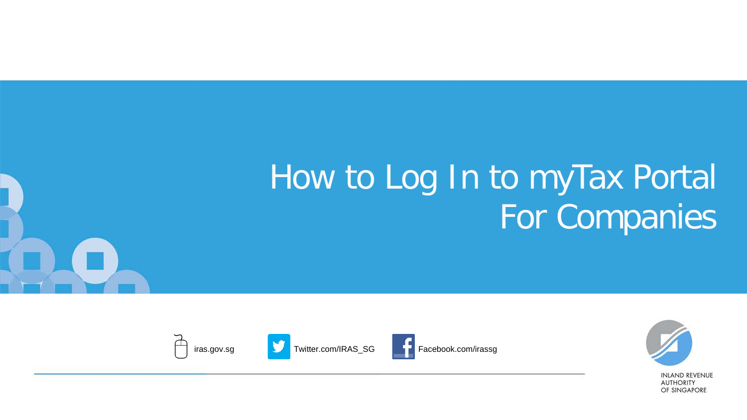# How to Log In to myTax Portal For Companies

iras.gov.sg

Twitter.com/IRAS_SG

Facebook.com/irassg

INLAND REVENUE AUTHORITY OF SINGAPORE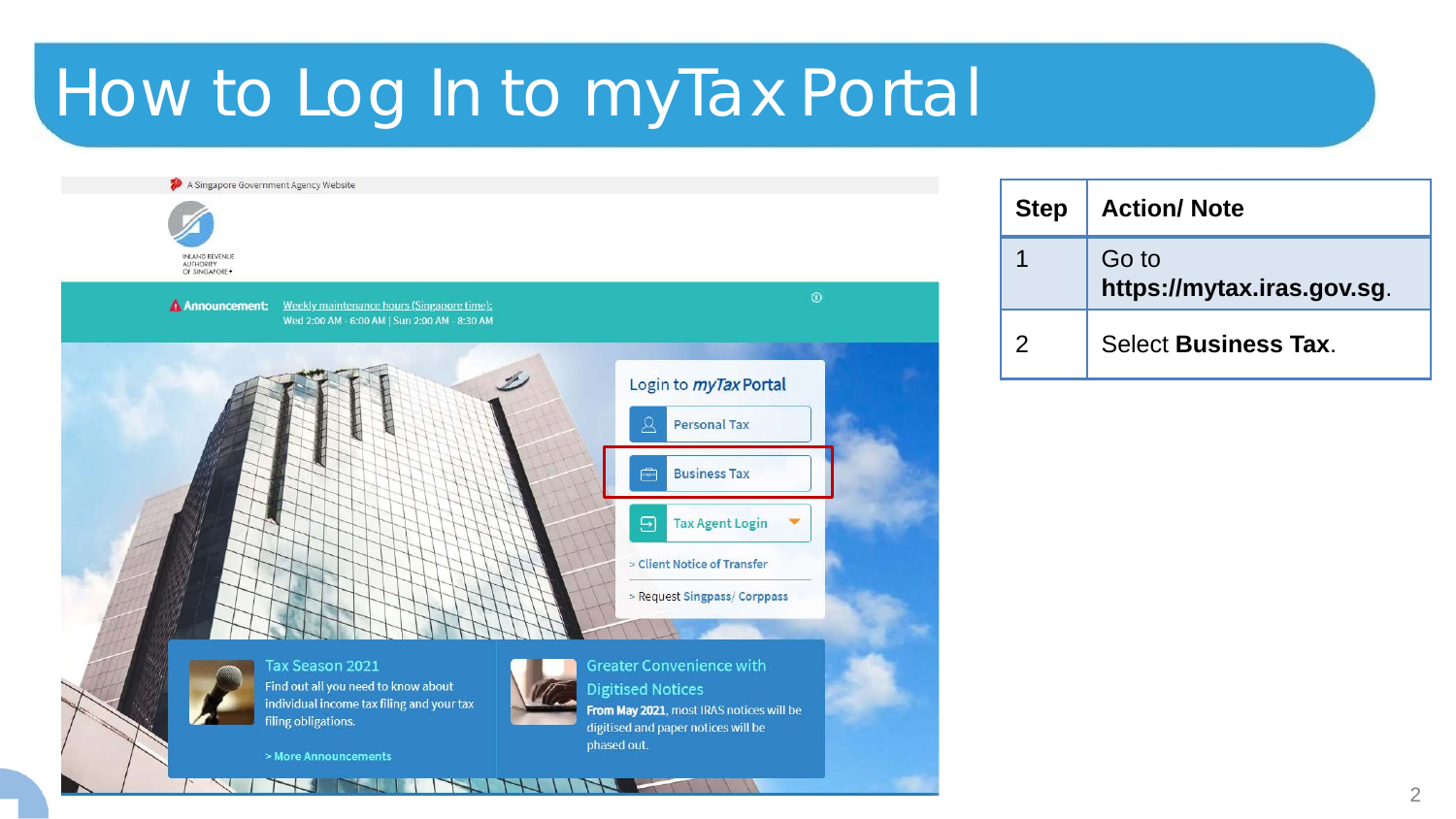# How to Log In to myTax Portal

| Step | Action/ Note |
| --- | --- |
| 1 | Go to **https://mytax.iras.gov.sg**. |
| 2 | Select **Business Tax**. |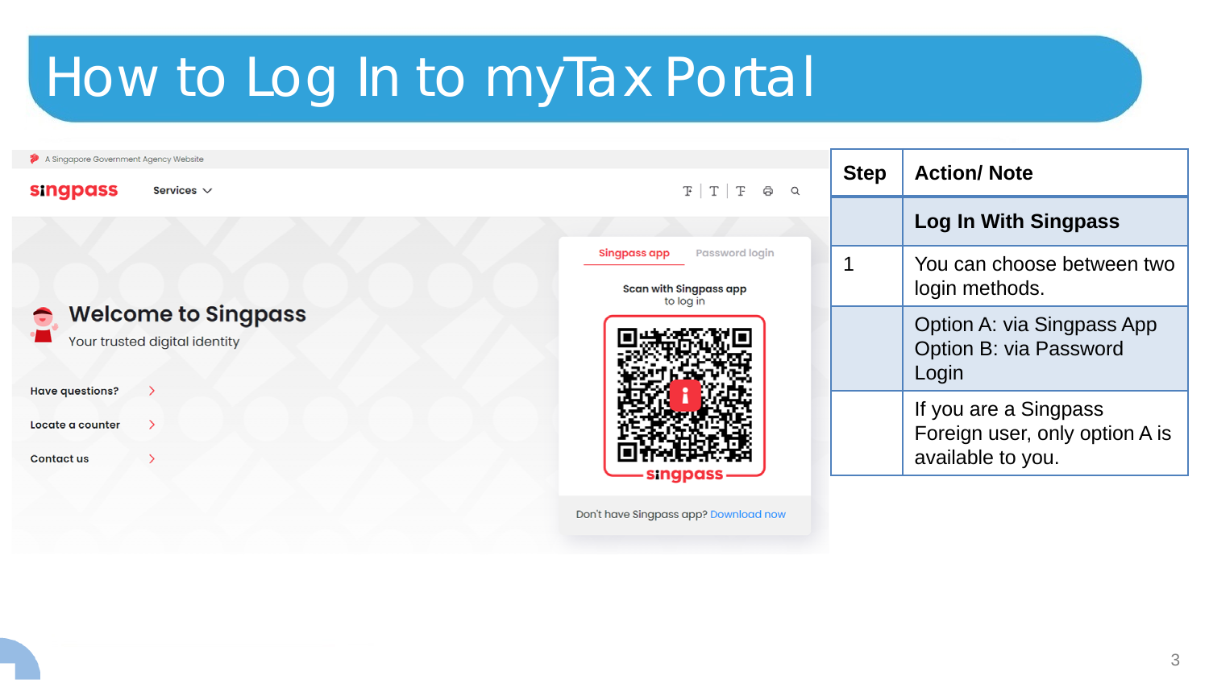# How to Log In to myTax Portal

| Step | Action/ Note |
|---|---|
| | **Log In With Singpass** |
| 1 | You can choose between two login methods. |
| | Option A: via Singpass App<br>Option B: via Password Login |
| | If you are a Singpass Foreign user, only option A is available to you. |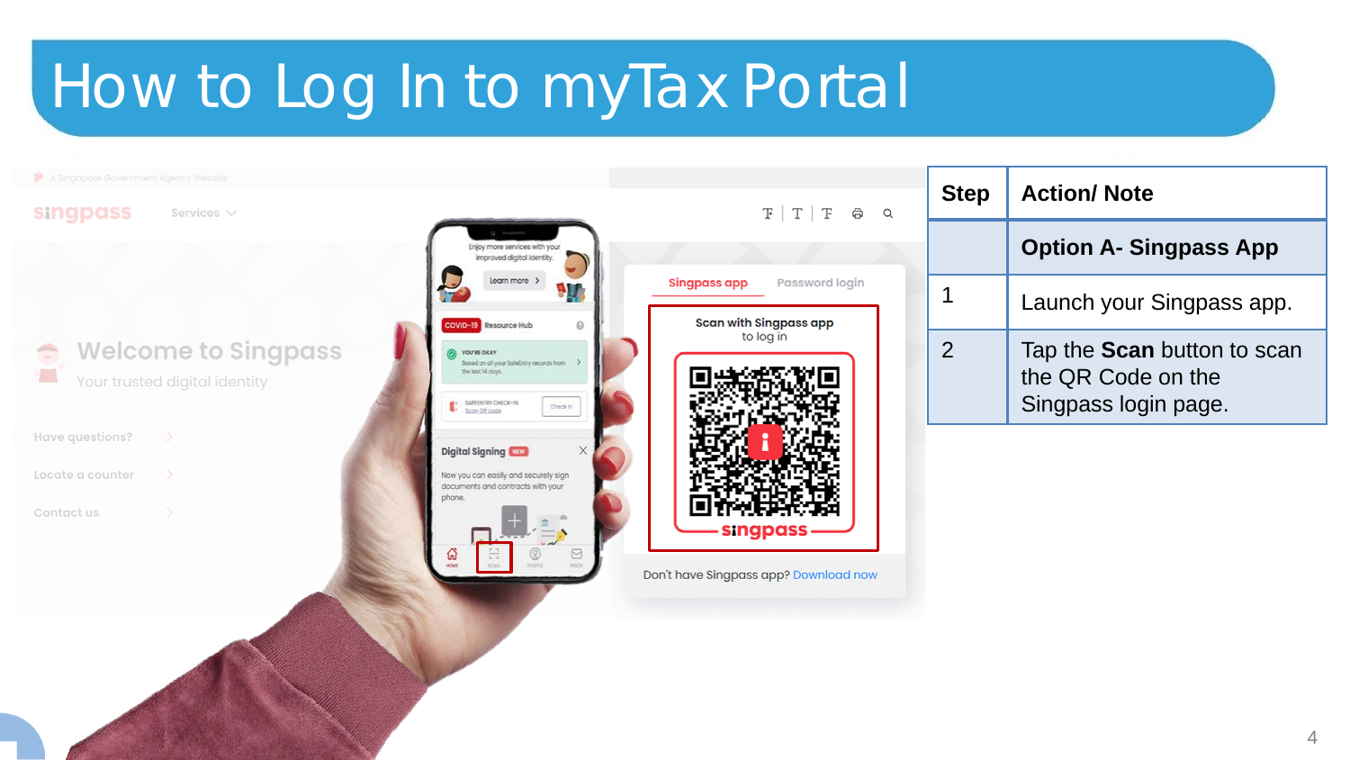# How to Log In to myTax Portal

| Step | Action/ Note |
| --- | --- |
| | **Option A- Singpass App** |
| 1 | Launch your Singpass app. |
| 2 | Tap the **Scan** button to scan the QR Code on the Singpass login page. |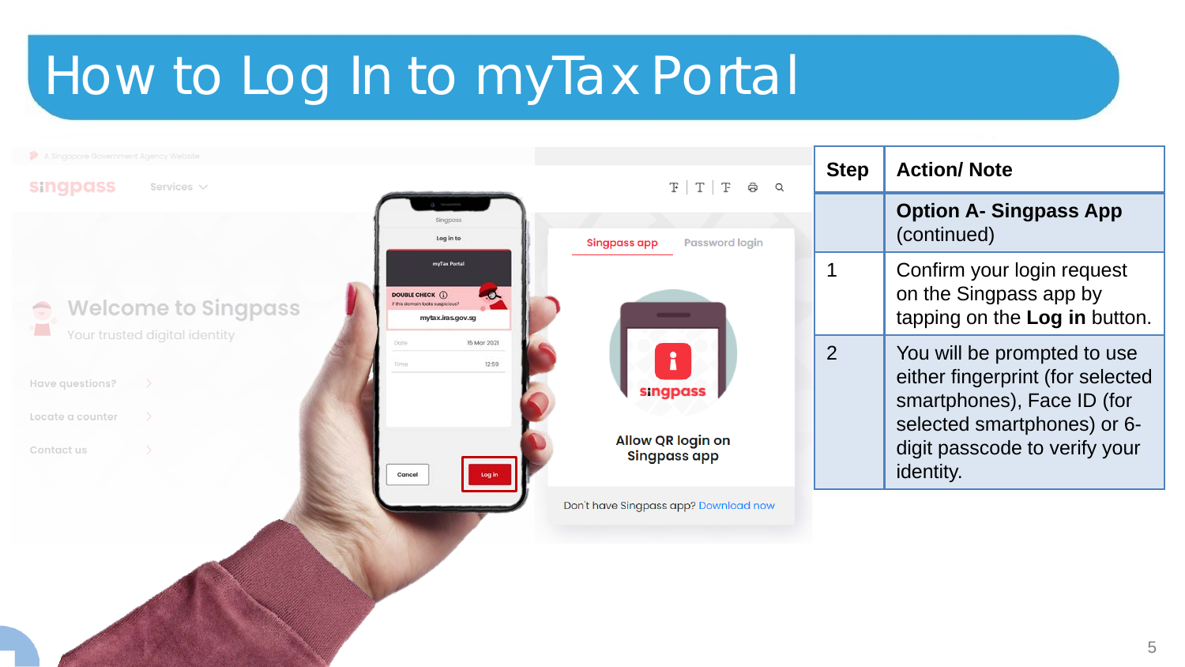# How to Log In to myTax Portal

| Step | Action/ Note |
|---|---|
| | **Option A- Singpass App** (continued) |
| 1 | Confirm your login request on the Singpass app by tapping on the **Log in** button. |
| 2 | You will be prompted to use either fingerprint (for selected smartphones), Face ID (for selected smartphones) or 6-digit passcode to verify your identity. |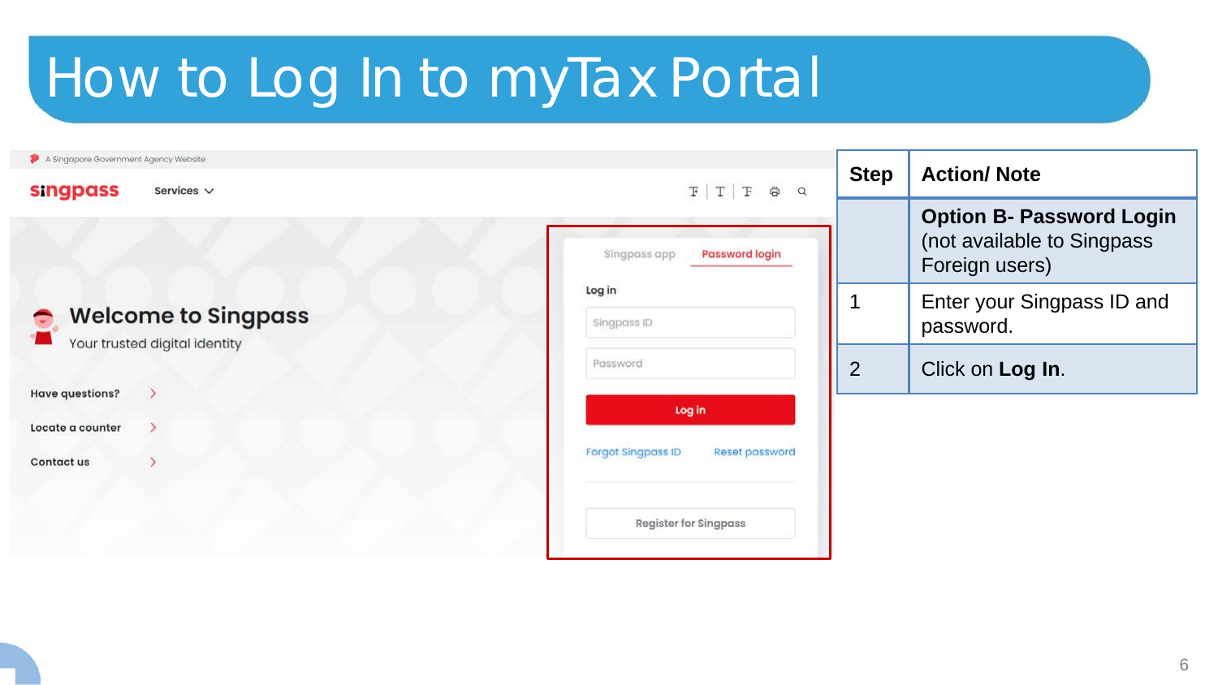# How to Log In to myTax Portal

| Step | Action/ Note |
| --- | --- |
| | **Option B- Password Login** (not available to Singpass Foreign users) |
| 1 | Enter your Singpass ID and password. |
| 2 | Click on **Log In**. |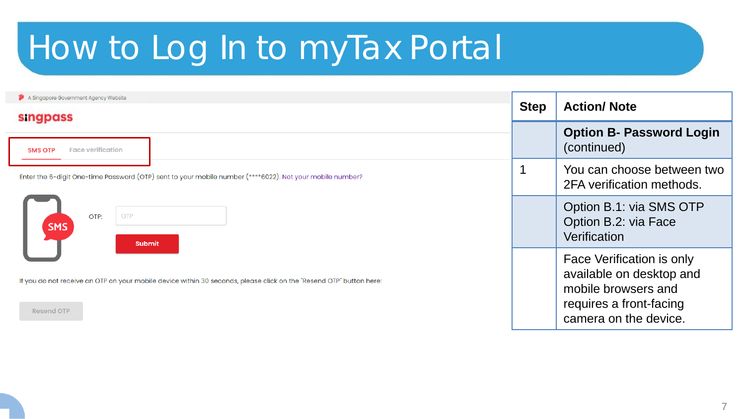# How to Log In to myTax Portal

A Singapore Government Agency Website

singpass

SMS OTP | Face verification

Enter the 6-digit One-time Password (OTP) sent to your mobile number (****6022). Not your mobile number?

SMS

OTP: 

Submit

If you do not receive an OTP on your mobile device within 30 seconds, please click on the "Resend OTP" button here:

Resend OTP

| Step | Action/ Note |
|---|---|
| | **Option B- Password Login** (continued) |
| 1 | You can choose between two 2FA verification methods. |
| | Option B.1: via SMS OTP<br>Option B.2: via Face Verification |
| | Face Verification is only available on desktop and mobile browsers and requires a front-facing camera on the device. |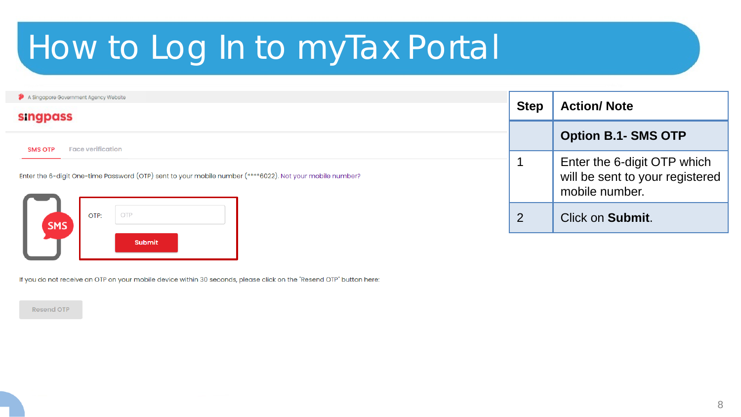# How to Log In to myTax Portal

A Singapore Government Agency Website

singpass

SMS OTP   Face verification

Enter the 6-digit One-time Password (OTP) sent to your mobile number (****6022). Not your mobile number?

SMS

OTP: OTP

Submit

If you do not receive an OTP on your mobile device within 30 seconds, please click on the "Resend OTP" button here:

Resend OTP

| Step | Action/ Note |
|---|---|
| | **Option B.1- SMS OTP** |
| 1 | Enter the 6-digit OTP which will be sent to your registered mobile number. |
| 2 | Click on **Submit**. |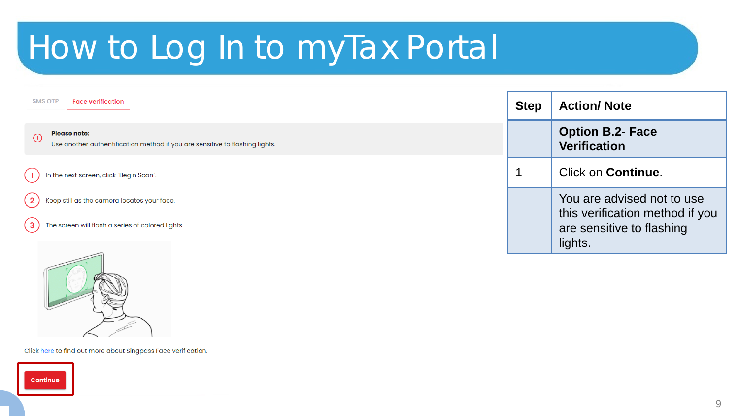# How to Log In to myTax Portal

SMS OTP | Face verification

**Please note:**
Use another authentification method if you are sensitive to flashing lights.

1. In the next screen, click "Begin Scan".
2. Keep still as the camera locates your face.
3. The screen will flash a series of colored lights.

Click here to find out more about Singpass Face verification.

Continue

| Step | Action/ Note |
| --- | --- |
| | **Option B.2- Face Verification** |
| 1 | Click on **Continue**. |
| | You are advised not to use this verification method if you are sensitive to flashing lights. |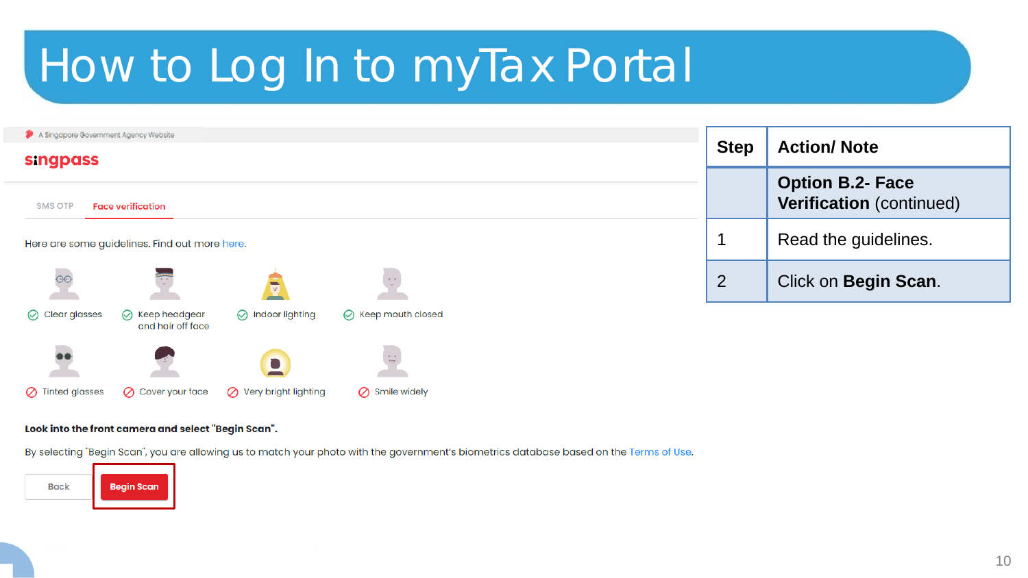# How to Log In to myTax Portal

A Singapore Government Agency Website

singpass

SMS OTP | Face verification

Here are some guidelines. Find out more here.

- Clear glasses
- Keep headgear and hair off face
- Indoor lighting
- Keep mouth closed
- Tinted glasses
- Cover your face
- Very bright lighting
- Smile widely

**Look into the front camera and select "Begin Scan".**

By selecting "Begin Scan", you are allowing us to match your photo with the government's biometrics database based on the Terms of Use.

Back | **Begin Scan**

| Step | Action/ Note |
| --- | --- |
| | **Option B.2- Face Verification** (continued) |
| 1 | Read the guidelines. |
| 2 | Click on **Begin Scan**. |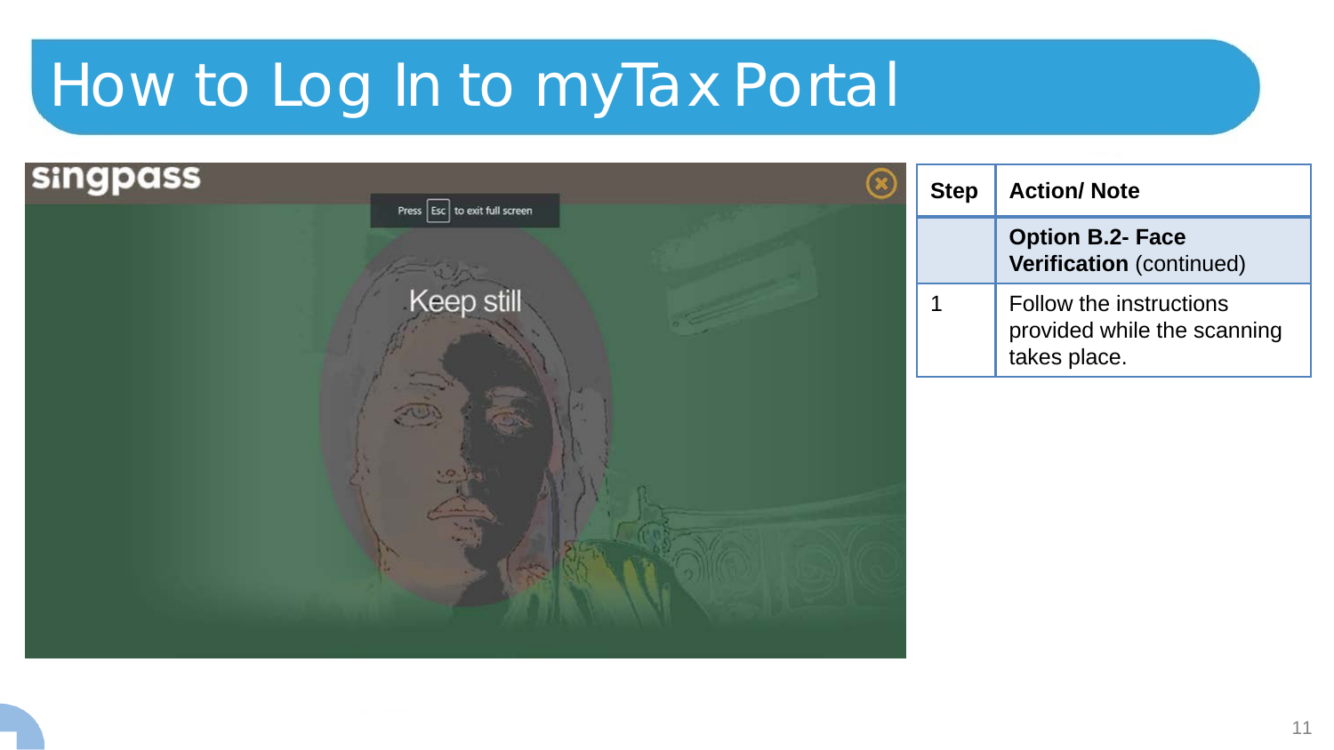# How to Log In to myTax Portal

| Step | Action/ Note |
| --- | --- |
| | **Option B.2- Face Verification** (continued) |
| 1 | Follow the instructions provided while the scanning takes place. |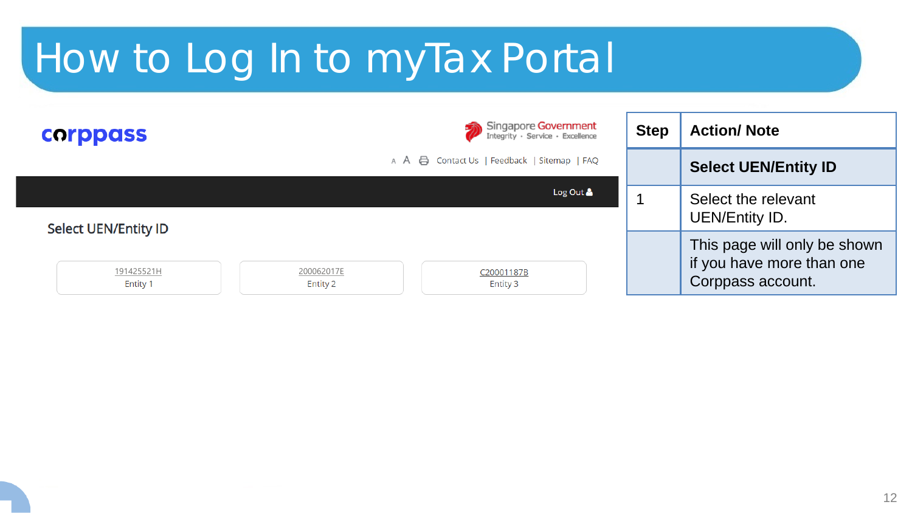# How to Log In to myTax Portal

corppass

Singapore Government
Integrity · Service · Excellence

A A Contact Us | Feedback | Sitemap | FAQ

Log Out

Select UEN/Entity ID

| 191425521H<br>Entity 1 | 200062017E<br>Entity 2 | C20001187B<br>Entity 3 |
|---|---|---|

| Step | Action/ Note |
|---|---|
| | **Select UEN/Entity ID** |
| 1 | Select the relevant UEN/Entity ID. |
| | This page will only be shown if you have more than one Corppass account. |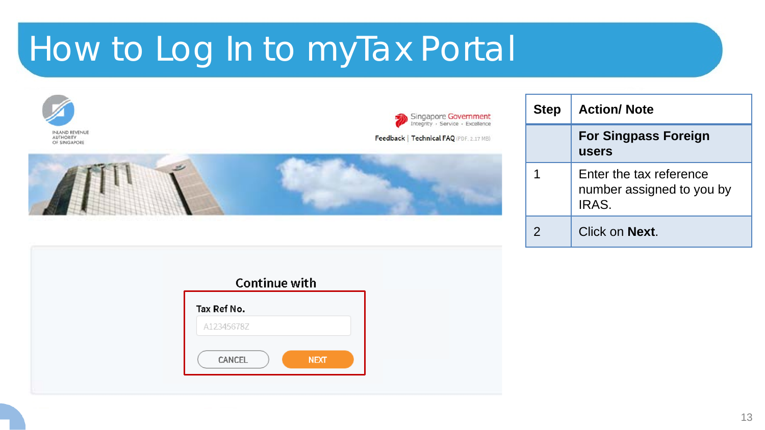# How to Log In to myTax Portal

INLAND REVENUE AUTHORITY OF SINGAPORE

Singapore Government
Integrity · Service · Excellence

Feedback | Technical FAQ (PDF, 2.17 MB)

Continue with

Tax Ref No.

A12345678Z

CANCEL NEXT

| Step | Action/ Note |
|---|---|
| | **For Singpass Foreign users** |
| 1 | Enter the tax reference number assigned to you by IRAS. |
| 2 | Click on **Next**. |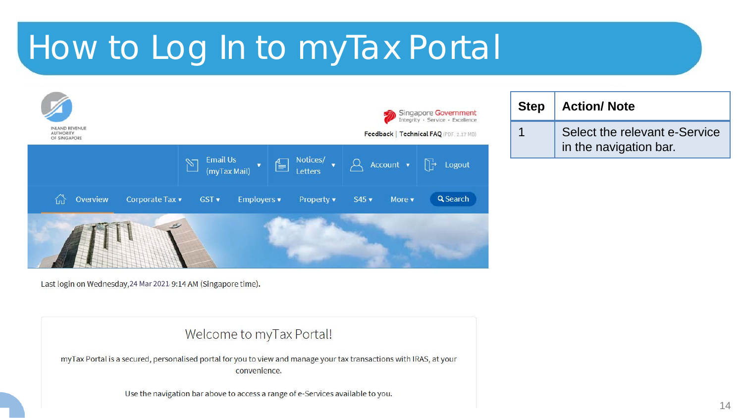# How to Log In to myTax Portal

INLAND REVENUE AUTHORITY OF SINGAPORE

Singapore Government
Integrity • Service • Excellence

Feedback | Technical FAQ (PDF, 2.17 MB)

Email Us (myTax Mail) ▾ | Notices/ Letters ▾ | Account ▾ | Logout

Overview | Corporate Tax ▾ | GST ▾ | Employers ▾ | Property ▾ | S45 ▾ | More ▾ | Search

Last login on Wednesday,24 Mar 2021 9:14 AM (Singapore time).

Welcome to myTax Portal!

myTax Portal is a secured, personalised portal for you to view and manage your tax transactions with IRAS, at your convenience.

Use the navigation bar above to access a range of e-Services available to you.

| Step | Action/ Note |
| --- | --- |
| 1 | Select the relevant e-Service in the navigation bar. |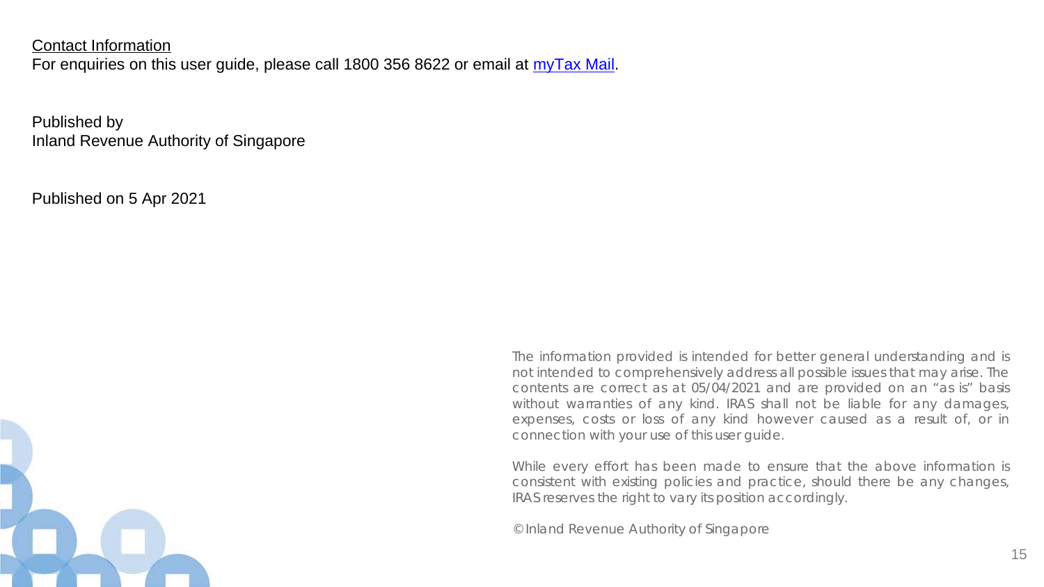Contact Information

For enquiries on this user guide, please call 1800 356 8622 or email at myTax Mail.

Published by
Inland Revenue Authority of Singapore

Published on 5 Apr 2021

The information provided is intended for better general understanding and is not intended to comprehensively address all possible issues that may arise. The contents are correct as at 05/04/2021 and are provided on an "as is" basis without warranties of any kind. IRAS shall not be liable for any damages, expenses, costs or loss of any kind however caused as a result of, or in connection with your use of this user guide.

While every effort has been made to ensure that the above information is consistent with existing policies and practice, should there be any changes, IRAS reserves the right to vary its position accordingly.

© Inland Revenue Authority of Singapore